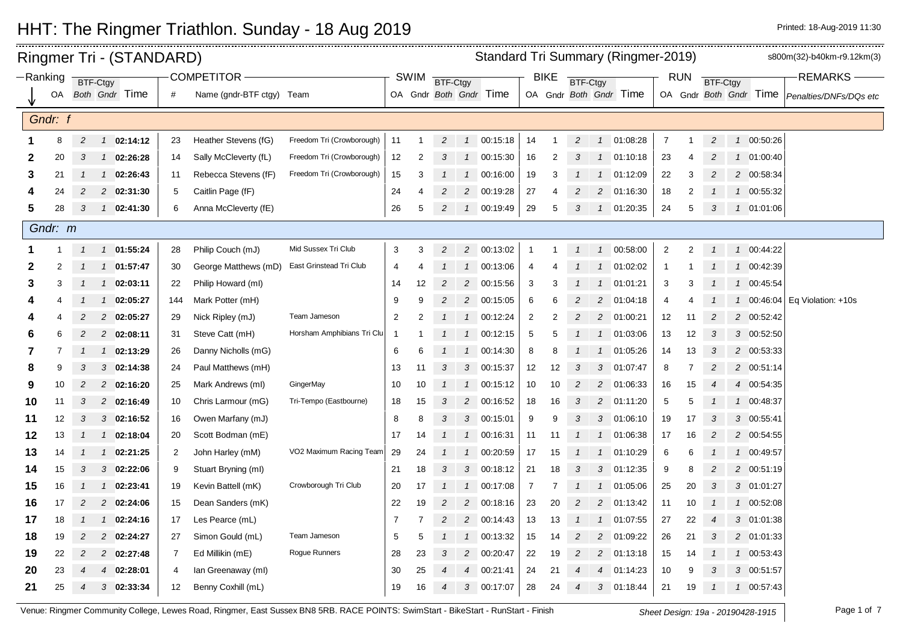# HHT: The Ringmer Triathlon. Sunday - 18 Aug 2019

Printed: 18-Aug-2019 11:30

## Ringmer Tri - (STANDARD)

Standard Tri Summary (Ringmer-2019)

s800m(32)-b40km-r9.12km(3)

| Ranking | | BTF-Ctgy | | | COMPETITOR | | | SWIM | | BTF-Ctgy | | | BIKE | | BTF-Ctgy | | | RUN | | BTF-Ctgy | | | REMARKS |
|---|---|---|---|---|---|---|---|---|---|---|---|---|---|---|---|---|---|---|---|---|---|---|---|
| | OA | Both | Gndr | Time | # | Name (gndr-BTF ctgy) | Team | OA | Gndr | Both | Gndr | Time | OA | Gndr | Both | Gndr | Time | OA | Gndr | Both | Gndr | Time | Penalties/DNFs/DQs etc |
| **Gndr: f** | | | | | | | | | | | | | | | | | | | | | | | |
| **1** | 8 | 2 | 1 | **02:14:12** | 23 | Heather Stevens (fG) | Freedom Tri (Crowborough) | 11 | 1 | 2 | 1 | 00:15:18 | 14 | 1 | 2 | 1 | 01:08:28 | 7 | 1 | 2 | 1 | 00:50:26 | |
| **2** | 20 | 3 | 1 | **02:26:28** | 14 | Sally McCleverty (fL) | Freedom Tri (Crowborough) | 12 | 2 | 3 | 1 | 00:15:30 | 16 | 2 | 3 | 1 | 01:10:18 | 23 | 4 | 2 | 1 | 01:00:40 | |
| **3** | 21 | 1 | 1 | **02:26:43** | 11 | Rebecca Stevens (fF) | Freedom Tri (Crowborough) | 15 | 3 | 1 | 1 | 00:16:00 | 19 | 3 | 1 | 1 | 01:12:09 | 22 | 3 | 2 | 2 | 00:58:34 | |
| **4** | 24 | 2 | 2 | **02:31:30** | 5 | Caitlin Page (fF) | | 24 | 4 | 2 | 2 | 00:19:28 | 27 | 4 | 2 | 2 | 01:16:30 | 18 | 2 | 1 | 1 | 00:55:32 | |
| **5** | 28 | 3 | 1 | **02:41:30** | 6 | Anna McCleverty (fE) | | 26 | 5 | 2 | 1 | 00:19:49 | 29 | 5 | 3 | 1 | 01:20:35 | 24 | 5 | 3 | 1 | 01:01:06 | |
| **Gndr: m** | | | | | | | | | | | | | | | | | | | | | | | |
| **1** | 1 | 1 | 1 | **01:55:24** | 28 | Philip Couch (mJ) | Mid Sussex Tri Club | 3 | 3 | 2 | 2 | 00:13:02 | 1 | 1 | 1 | 1 | 00:58:00 | 2 | 2 | 1 | 1 | 00:44:22 | |
| **2** | 2 | 1 | 1 | **01:57:47** | 30 | George Matthews (mD) | East Grinstead Tri Club | 4 | 4 | 1 | 1 | 00:13:06 | 4 | 4 | 1 | 1 | 01:02:02 | 1 | 1 | 1 | 1 | 00:42:39 | |
| **3** | 3 | 1 | 1 | **02:03:11** | 22 | Philip Howard (mI) | | 14 | 12 | 2 | 2 | 00:15:56 | 3 | 3 | 1 | 1 | 01:01:21 | 3 | 3 | 1 | 1 | 00:45:54 | |
| **4** | 4 | 1 | 1 | **02:05:27** | 144 | Mark Potter (mH) | | 9 | 9 | 2 | 2 | 00:15:05 | 6 | 6 | 2 | 2 | 01:04:18 | 4 | 4 | 1 | 1 | 00:46:04 | Eq Violation: +10s |
| **4** | 4 | 2 | 2 | **02:05:27** | 29 | Nick Ripley (mJ) | Team Jameson | 2 | 2 | 1 | 1 | 00:12:24 | 2 | 2 | 2 | 2 | 01:00:21 | 12 | 11 | 2 | 2 | 00:52:42 | |
| **6** | 6 | 2 | 2 | **02:08:11** | 31 | Steve Catt (mH) | Horsham Amphibians Tri Clu | 1 | 1 | 1 | 1 | 00:12:15 | 5 | 5 | 1 | 1 | 01:03:06 | 13 | 12 | 3 | 3 | 00:52:50 | |
| **7** | 7 | 1 | 1 | **02:13:29** | 26 | Danny Nicholls (mG) | | 6 | 6 | 1 | 1 | 00:14:30 | 8 | 8 | 1 | 1 | 01:05:26 | 14 | 13 | 3 | 2 | 00:53:33 | |
| **8** | 9 | 3 | 3 | **02:14:38** | 24 | Paul Matthews (mH) | | 13 | 11 | 3 | 3 | 00:15:37 | 12 | 12 | 3 | 3 | 01:07:47 | 8 | 7 | 2 | 2 | 00:51:14 | |
| **9** | 10 | 2 | 2 | **02:16:20** | 25 | Mark Andrews (mI) | GingerMay | 10 | 10 | 1 | 1 | 00:15:12 | 10 | 10 | 2 | 2 | 01:06:33 | 16 | 15 | 4 | 4 | 00:54:35 | |
| **10** | 11 | 3 | 2 | **02:16:49** | 10 | Chris Larmour (mG) | Tri-Tempo (Eastbourne) | 18 | 15 | 3 | 2 | 00:16:52 | 18 | 16 | 3 | 2 | 01:11:20 | 5 | 5 | 1 | 1 | 00:48:37 | |
| **11** | 12 | 3 | 3 | **02:16:52** | 16 | Owen Marfany (mJ) | | 8 | 8 | 3 | 3 | 00:15:01 | 9 | 9 | 3 | 3 | 01:06:10 | 19 | 17 | 3 | 3 | 00:55:41 | |
| **12** | 13 | 1 | 1 | **02:18:04** | 20 | Scott Bodman (mE) | | 17 | 14 | 1 | 1 | 00:16:31 | 11 | 11 | 1 | 1 | 01:06:38 | 17 | 16 | 2 | 2 | 00:54:55 | |
| **13** | 14 | 1 | 1 | **02:21:25** | 2 | John Harley (mM) | VO2 Maximum Racing Team | 29 | 24 | 1 | 1 | 00:20:59 | 17 | 15 | 1 | 1 | 01:10:29 | 6 | 6 | 1 | 1 | 00:49:57 | |
| **14** | 15 | 3 | 3 | **02:22:06** | 9 | Stuart Bryning (mI) | | 21 | 18 | 3 | 3 | 00:18:12 | 21 | 18 | 3 | 3 | 01:12:35 | 9 | 8 | 2 | 2 | 00:51:19 | |
| **15** | 16 | 1 | 1 | **02:23:41** | 19 | Kevin Battell (mK) | Crowborough Tri Club | 20 | 17 | 1 | 1 | 00:17:08 | 7 | 7 | 1 | 1 | 01:05:06 | 25 | 20 | 3 | 3 | 01:01:27 | |
| **16** | 17 | 2 | 2 | **02:24:06** | 15 | Dean Sanders (mK) | | 22 | 19 | 2 | 2 | 00:18:16 | 23 | 20 | 2 | 2 | 01:13:42 | 11 | 10 | 1 | 1 | 00:52:08 | |
| **17** | 18 | 1 | 1 | **02:24:16** | 17 | Les Pearce (mL) | | 7 | 7 | 2 | 2 | 00:14:43 | 13 | 13 | 1 | 1 | 01:07:55 | 27 | 22 | 4 | 3 | 01:01:38 | |
| **18** | 19 | 2 | 2 | **02:24:27** | 27 | Simon Gould (mL) | Team Jameson | 5 | 5 | 1 | 1 | 00:13:32 | 15 | 14 | 2 | 2 | 01:09:22 | 26 | 21 | 3 | 2 | 01:01:33 | |
| **19** | 22 | 2 | 2 | **02:27:48** | 7 | Ed Millikin (mE) | Rogue Runners | 28 | 23 | 3 | 2 | 00:20:47 | 22 | 19 | 2 | 2 | 01:13:18 | 15 | 14 | 1 | 1 | 00:53:43 | |
| **20** | 23 | 4 | 4 | **02:28:01** | 4 | Ian Greenaway (mI) | | 30 | 25 | 4 | 4 | 00:21:41 | 24 | 21 | 4 | 4 | 01:14:23 | 10 | 9 | 3 | 3 | 00:51:57 | |
| **21** | 25 | 4 | 3 | **02:33:34** | 12 | Benny Coxhill (mL) | | 19 | 16 | 4 | 3 | 00:17:07 | 28 | 24 | 4 | 3 | 01:18:44 | 21 | 19 | 1 | 1 | 00:57:43 | |

Venue: Ringmer Community College, Lewes Road, Ringmer, East Sussex BN8 5RB. RACE POINTS: SwimStart - BikeStart - RunStart - Finish

*Sheet Design: 19a - 20190428-1915*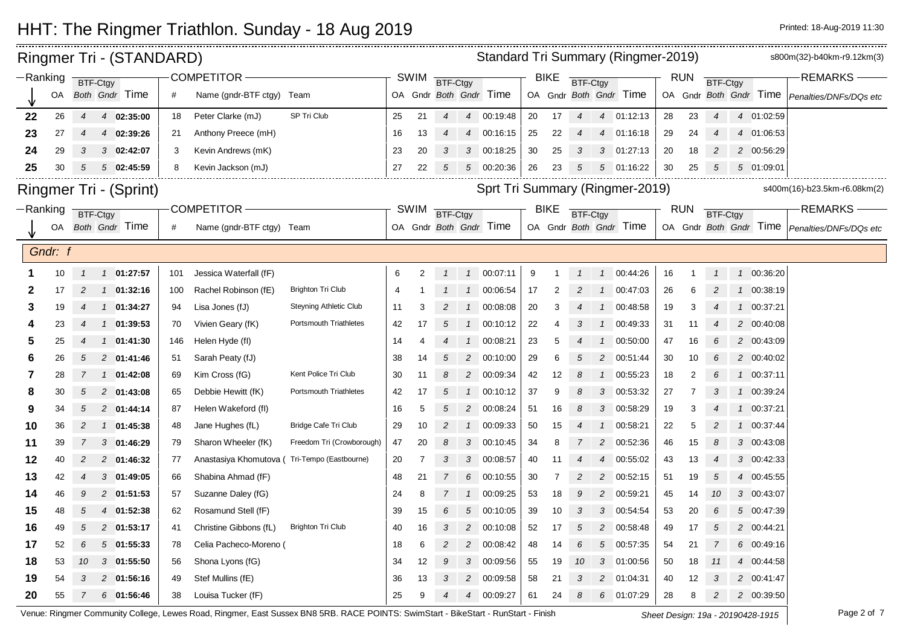# HHT: The Ringmer Triathlon. Sunday - 18 Aug 2019

Printed: 18-Aug-2019 11:30

## Ringmer Tri - (STANDARD)

Standard Tri Summary (Ringmer-2019) — s800m(32)-b40km-r9.12km(3)

| Ranking | OA | BTF-Ctgy Both | BTF-Ctgy Gndr | Time | # | Name (gndr-BTF ctgy) | Team | SWIM OA | SWIM Gndr | SWIM BTF-Ctgy Both | SWIM BTF-Ctgy Gndr | SWIM Time | BIKE OA | BIKE Gndr | BIKE BTF-Ctgy Both | BIKE BTF-Ctgy Gndr | BIKE Time | RUN OA | RUN Gndr | RUN BTF-Ctgy Both | RUN BTF-Ctgy Gndr | RUN Time | REMARKS Penalties/DNFs/DQs etc |
|---|---|---|---|---|---|---|---|---|---|---|---|---|---|---|---|---|---|---|---|---|---|---|---|
| 22 | 26 | 4 | 4 | 02:35:00 | 18 | Peter Clarke (mJ) | SP Tri Club | 25 | 21 | 4 | 4 | 00:19:48 | 20 | 17 | 4 | 4 | 01:12:13 | 28 | 23 | 4 | 4 | 01:02:59 | |
| 23 | 27 | 4 | 4 | 02:39:26 | 21 | Anthony Preece (mH) | | 16 | 13 | 4 | 4 | 00:16:15 | 25 | 22 | 4 | 4 | 01:16:18 | 29 | 24 | 4 | 4 | 01:06:53 | |
| 24 | 29 | 3 | 3 | 02:42:07 | 3 | Kevin Andrews (mK) | | 23 | 20 | 3 | 3 | 00:18:25 | 30 | 25 | 3 | 3 | 01:27:13 | 20 | 18 | 2 | 2 | 00:56:29 | |
| 25 | 30 | 5 | 5 | 02:45:59 | 8 | Kevin Jackson (mJ) | | 27 | 22 | 5 | 5 | 00:20:36 | 26 | 23 | 5 | 5 | 01:16:22 | 30 | 25 | 5 | 5 | 01:09:01 | |

## Ringmer Tri - (Sprint)

Sprt Tri Summary (Ringmer-2019) — s400m(16)-b23.5km-r6.08km(2)

**Gndr: f**

| Ranking | OA | BTF-Ctgy Both | BTF-Ctgy Gndr | Time | # | Name (gndr-BTF ctgy) | Team | SWIM OA | SWIM Gndr | SWIM BTF-Ctgy Both | SWIM BTF-Ctgy Gndr | SWIM Time | BIKE OA | BIKE Gndr | BIKE BTF-Ctgy Both | BIKE BTF-Ctgy Gndr | BIKE Time | RUN OA | RUN Gndr | RUN BTF-Ctgy Both | RUN BTF-Ctgy Gndr | RUN Time | REMARKS Penalties/DNFs/DQs etc |
|---|---|---|---|---|---|---|---|---|---|---|---|---|---|---|---|---|---|---|---|---|---|---|---|
| 1 | 10 | 1 | 1 | 01:27:57 | 101 | Jessica Waterfall (fF) | | 6 | 2 | 1 | 1 | 00:07:11 | 9 | 1 | 1 | 1 | 00:44:26 | 16 | 1 | 1 | 1 | 00:36:20 | |
| 2 | 17 | 2 | 1 | 01:32:16 | 100 | Rachel Robinson (fE) | Brighton Tri Club | 4 | 1 | 1 | 1 | 00:06:54 | 17 | 2 | 2 | 1 | 00:47:03 | 26 | 6 | 2 | 1 | 00:38:19 | |
| 3 | 19 | 4 | 1 | 01:34:27 | 94 | Lisa Jones (fJ) | Steyning Athletic Club | 11 | 3 | 2 | 1 | 00:08:08 | 20 | 3 | 4 | 1 | 00:48:58 | 19 | 3 | 4 | 1 | 00:37:21 | |
| 4 | 23 | 4 | 1 | 01:39:53 | 70 | Vivien Geary (fK) | Portsmouth Triathletes | 42 | 17 | 5 | 1 | 00:10:12 | 22 | 4 | 3 | 1 | 00:49:33 | 31 | 11 | 4 | 2 | 00:40:08 | |
| 5 | 25 | 4 | 1 | 01:41:30 | 146 | Helen Hyde (fI) | | 14 | 4 | 4 | 1 | 00:08:21 | 23 | 5 | 4 | 1 | 00:50:00 | 47 | 16 | 6 | 2 | 00:43:09 | |
| 6 | 26 | 5 | 2 | 01:41:46 | 51 | Sarah Peaty (fJ) | | 38 | 14 | 5 | 2 | 00:10:00 | 29 | 6 | 5 | 2 | 00:51:44 | 30 | 10 | 6 | 2 | 00:40:02 | |
| 7 | 28 | 7 | 1 | 01:42:08 | 69 | Kim Cross (fG) | Kent Police Tri Club | 30 | 11 | 8 | 2 | 00:09:34 | 42 | 12 | 8 | 1 | 00:55:23 | 18 | 2 | 6 | 1 | 00:37:11 | |
| 8 | 30 | 5 | 2 | 01:43:08 | 65 | Debbie Hewitt (fK) | Portsmouth Triathletes | 42 | 17 | 5 | 1 | 00:10:12 | 37 | 9 | 8 | 3 | 00:53:32 | 27 | 7 | 3 | 1 | 00:39:24 | |
| 9 | 34 | 5 | 2 | 01:44:14 | 87 | Helen Wakeford (fI) | | 16 | 5 | 5 | 2 | 00:08:24 | 51 | 16 | 8 | 3 | 00:58:29 | 19 | 3 | 4 | 1 | 00:37:21 | |
| 10 | 36 | 2 | 1 | 01:45:38 | 48 | Jane Hughes (fL) | Bridge Cafe Tri Club | 29 | 10 | 2 | 1 | 00:09:33 | 50 | 15 | 4 | 1 | 00:58:21 | 22 | 5 | 2 | 1 | 00:37:44 | |
| 11 | 39 | 7 | 3 | 01:46:29 | 79 | Sharon Wheeler (fK) | Freedom Tri (Crowborough) | 47 | 20 | 8 | 3 | 00:10:45 | 34 | 8 | 7 | 2 | 00:52:36 | 46 | 15 | 8 | 3 | 00:43:08 | |
| 12 | 40 | 2 | 2 | 01:46:32 | 77 | Anastasiya Khomutova ( | Tri-Tempo (Eastbourne) | 20 | 7 | 3 | 3 | 00:08:57 | 40 | 11 | 4 | 4 | 00:55:02 | 43 | 13 | 4 | 3 | 00:42:33 | |
| 13 | 42 | 4 | 3 | 01:49:05 | 66 | Shabina Ahmad (fF) | | 48 | 21 | 7 | 6 | 00:10:55 | 30 | 7 | 2 | 2 | 00:52:15 | 51 | 19 | 5 | 4 | 00:45:55 | |
| 14 | 46 | 9 | 2 | 01:51:53 | 57 | Suzanne Daley (fG) | | 24 | 8 | 7 | 1 | 00:09:25 | 53 | 18 | 9 | 2 | 00:59:21 | 45 | 14 | 10 | 3 | 00:43:07 | |
| 15 | 48 | 5 | 4 | 01:52:38 | 62 | Rosamund Stell (fF) | | 39 | 15 | 6 | 5 | 00:10:05 | 39 | 10 | 3 | 3 | 00:54:54 | 53 | 20 | 6 | 5 | 00:47:39 | |
| 16 | 49 | 5 | 2 | 01:53:17 | 41 | Christine Gibbons (fL) | Brighton Tri Club | 40 | 16 | 3 | 2 | 00:10:08 | 52 | 17 | 5 | 2 | 00:58:48 | 49 | 17 | 5 | 2 | 00:44:21 | |
| 17 | 52 | 6 | 5 | 01:55:33 | 78 | Celia Pacheco-Moreno ( | | 18 | 6 | 2 | 2 | 00:08:42 | 48 | 14 | 6 | 5 | 00:57:35 | 54 | 21 | 7 | 6 | 00:49:16 | |
| 18 | 53 | 10 | 3 | 01:55:50 | 56 | Shona Lyons (fG) | | 34 | 12 | 9 | 3 | 00:09:56 | 55 | 19 | 10 | 3 | 01:00:56 | 50 | 18 | 11 | 4 | 00:44:58 | |
| 19 | 54 | 3 | 2 | 01:56:16 | 49 | Stef Mullins (fE) | | 36 | 13 | 3 | 2 | 00:09:58 | 58 | 21 | 3 | 2 | 01:04:31 | 40 | 12 | 3 | 2 | 00:41:47 | |
| 20 | 55 | 7 | 6 | 01:56:46 | 38 | Louisa Tucker (fF) | | 25 | 9 | 4 | 4 | 00:09:27 | 61 | 24 | 8 | 6 | 01:07:29 | 28 | 8 | 2 | 2 | 00:39:50 | |

Venue: Ringmer Community College, Lewes Road, Ringmer, East Sussex BN8 5RB. RACE POINTS: SwimStart - BikeStart - RunStart - Finish

Sheet Design: 19a - 20190428-1915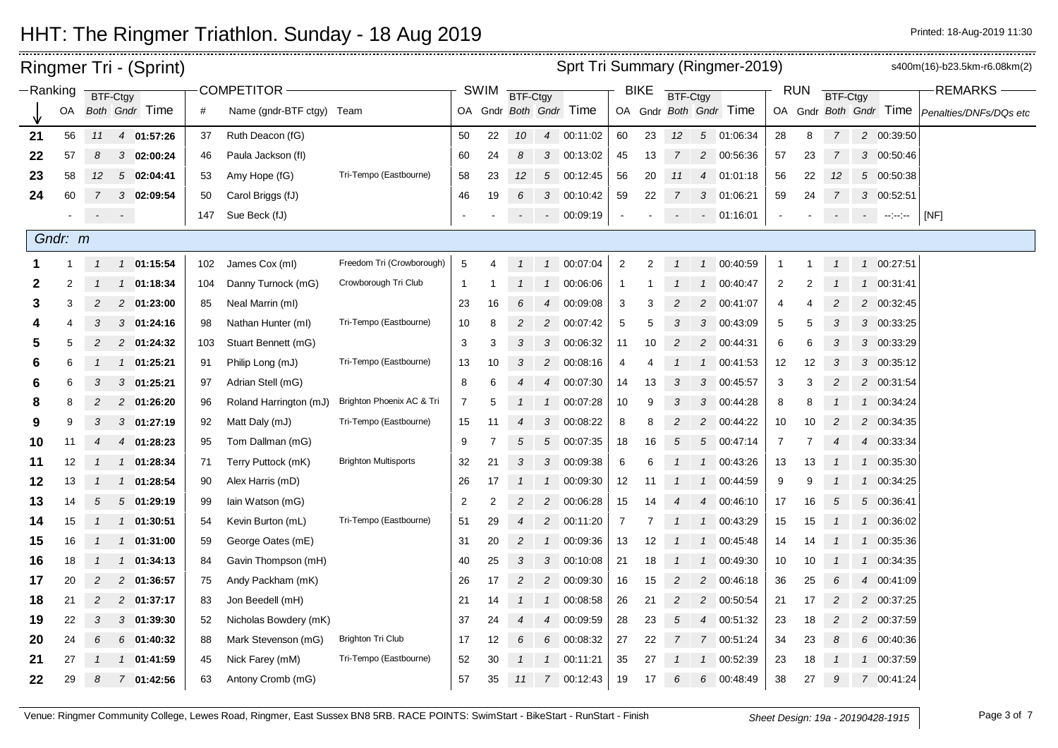# HHT: The Ringmer Triathlon. Sunday - 18 Aug 2019

Printed: 18-Aug-2019 11:30

## Ringmer Tri - (Sprint)

Sprt Tri Summary (Ringmer-2019)

s400m(16)-b23.5km-r6.08km(2)

| Ranking | | | | | COMPETITOR | | | SWIM | | | | | BIKE | | | | | RUN | | | | | REMARKS |
|---|---|---|---|---|---|---|---|---|---|---|---|---|---|---|---|---|---|---|---|---|---|---|---|
| | | BTF-Ctgy | | | | | | | | BTF-Ctgy | | | | | BTF-Ctgy | | | | | BTF-Ctgy | | | |
| ↓ | OA | Both | Gndr | Time | # | Name (gndr-BTF ctgy) | Team | OA | Gndr | Both | Gndr | Time | OA | Gndr | Both | Gndr | Time | OA | Gndr | Both | Gndr | Time | Penalties/DNFs/DQs etc |
| 21 | 56 | 11 | 4 | 01:57:26 | 37 | Ruth Deacon (fG) | | 50 | 22 | 10 | 4 | 00:11:02 | 60 | 23 | 12 | 5 | 01:06:34 | 28 | 8 | 7 | 2 | 00:39:50 | |
| 22 | 57 | 8 | 3 | 02:00:24 | 46 | Paula Jackson (fI) | | 60 | 24 | 8 | 3 | 00:13:02 | 45 | 13 | 7 | 2 | 00:56:36 | 57 | 23 | 7 | 3 | 00:50:46 | |
| 23 | 58 | 12 | 5 | 02:04:41 | 53 | Amy Hope (fG) | Tri-Tempo (Eastbourne) | 58 | 23 | 12 | 5 | 00:12:45 | 56 | 20 | 11 | 4 | 01:01:18 | 56 | 22 | 12 | 5 | 00:50:38 | |
| 24 | 60 | 7 | 3 | 02:09:54 | 50 | Carol Briggs (fJ) | | 46 | 19 | 6 | 3 | 00:10:42 | 59 | 22 | 7 | 3 | 01:06:21 | 59 | 24 | 7 | 3 | 00:52:51 | |
| | - | - | - | | 147 | Sue Beck (fJ) | | - | - | - | - | 00:09:19 | - | - | - | - | 01:16:01 | - | - | - | - | --:--:-- | [NF] |
| *Gndr: m* | | | | | | | | | | | | | | | | | | | | | | | |
| 1 | 1 | 1 | 1 | 01:15:54 | 102 | James Cox (mI) | Freedom Tri (Crowborough) | 5 | 4 | 1 | 1 | 00:07:04 | 2 | 2 | 1 | 1 | 00:40:59 | 1 | 1 | 1 | 1 | 00:27:51 | |
| 2 | 2 | 1 | 1 | 01:18:34 | 104 | Danny Turnock (mG) | Crowborough Tri Club | 1 | 1 | 1 | 1 | 00:06:06 | 1 | 1 | 1 | 1 | 00:40:47 | 2 | 2 | 1 | 1 | 00:31:41 | |
| 3 | 3 | 2 | 2 | 01:23:00 | 85 | Neal Marrin (mI) | | 23 | 16 | 6 | 4 | 00:09:08 | 3 | 3 | 2 | 2 | 00:41:07 | 4 | 4 | 2 | 2 | 00:32:45 | |
| 4 | 4 | 3 | 3 | 01:24:16 | 98 | Nathan Hunter (mI) | Tri-Tempo (Eastbourne) | 10 | 8 | 2 | 2 | 00:07:42 | 5 | 5 | 3 | 3 | 00:43:09 | 5 | 5 | 3 | 3 | 00:33:25 | |
| 5 | 5 | 2 | 2 | 01:24:32 | 103 | Stuart Bennett (mG) | | 3 | 3 | 3 | 3 | 00:06:32 | 11 | 10 | 2 | 2 | 00:44:31 | 6 | 6 | 3 | 3 | 00:33:29 | |
| 6 | 6 | 1 | 1 | 01:25:21 | 91 | Philip Long (mJ) | Tri-Tempo (Eastbourne) | 13 | 10 | 3 | 2 | 00:08:16 | 4 | 4 | 1 | 1 | 00:41:53 | 12 | 12 | 3 | 3 | 00:35:12 | |
| 6 | 6 | 3 | 3 | 01:25:21 | 97 | Adrian Stell (mG) | | 8 | 6 | 4 | 4 | 00:07:30 | 14 | 13 | 3 | 3 | 00:45:57 | 3 | 3 | 2 | 2 | 00:31:54 | |
| 8 | 8 | 2 | 2 | 01:26:20 | 96 | Roland Harrington (mJ) | Brighton Phoenix AC & Tri | 7 | 5 | 1 | 1 | 00:07:28 | 10 | 9 | 3 | 3 | 00:44:28 | 8 | 8 | 1 | 1 | 00:34:24 | |
| 9 | 9 | 3 | 3 | 01:27:19 | 92 | Matt Daly (mJ) | Tri-Tempo (Eastbourne) | 15 | 11 | 4 | 3 | 00:08:22 | 8 | 8 | 2 | 2 | 00:44:22 | 10 | 10 | 2 | 2 | 00:34:35 | |
| 10 | 11 | 4 | 4 | 01:28:23 | 95 | Tom Dallman (mG) | | 9 | 7 | 5 | 5 | 00:07:35 | 18 | 16 | 5 | 5 | 00:47:14 | 7 | 7 | 4 | 4 | 00:33:34 | |
| 11 | 12 | 1 | 1 | 01:28:34 | 71 | Terry Puttock (mK) | Brighton Multisports | 32 | 21 | 3 | 3 | 00:09:38 | 6 | 6 | 1 | 1 | 00:43:26 | 13 | 13 | 1 | 1 | 00:35:30 | |
| 12 | 13 | 1 | 1 | 01:28:54 | 90 | Alex Harris (mD) | | 26 | 17 | 1 | 1 | 00:09:30 | 12 | 11 | 1 | 1 | 00:44:59 | 9 | 9 | 1 | 1 | 00:34:25 | |
| 13 | 14 | 5 | 5 | 01:29:19 | 99 | Iain Watson (mG) | | 2 | 2 | 2 | 2 | 00:06:28 | 15 | 14 | 4 | 4 | 00:46:10 | 17 | 16 | 5 | 5 | 00:36:41 | |
| 14 | 15 | 1 | 1 | 01:30:51 | 54 | Kevin Burton (mL) | Tri-Tempo (Eastbourne) | 51 | 29 | 4 | 2 | 00:11:20 | 7 | 7 | 1 | 1 | 00:43:29 | 15 | 15 | 1 | 1 | 00:36:02 | |
| 15 | 16 | 1 | 1 | 01:31:00 | 59 | George Oates (mE) | | 31 | 20 | 2 | 1 | 00:09:36 | 13 | 12 | 1 | 1 | 00:45:48 | 14 | 14 | 1 | 1 | 00:35:36 | |
| 16 | 18 | 1 | 1 | 01:34:13 | 84 | Gavin Thompson (mH) | | 40 | 25 | 3 | 3 | 00:10:08 | 21 | 18 | 1 | 1 | 00:49:30 | 10 | 10 | 1 | 1 | 00:34:35 | |
| 17 | 20 | 2 | 2 | 01:36:57 | 75 | Andy Packham (mK) | | 26 | 17 | 2 | 2 | 00:09:30 | 16 | 15 | 2 | 2 | 00:46:18 | 36 | 25 | 6 | 4 | 00:41:09 | |
| 18 | 21 | 2 | 2 | 01:37:17 | 83 | Jon Beedell (mH) | | 21 | 14 | 1 | 1 | 00:08:58 | 26 | 21 | 2 | 2 | 00:50:54 | 21 | 17 | 2 | 2 | 00:37:25 | |
| 19 | 22 | 3 | 3 | 01:39:30 | 52 | Nicholas Bowdery (mK) | | 37 | 24 | 4 | 4 | 00:09:59 | 28 | 23 | 5 | 4 | 00:51:32 | 23 | 18 | 2 | 2 | 00:37:59 | |
| 20 | 24 | 6 | 6 | 01:40:32 | 88 | Mark Stevenson (mG) | Brighton Tri Club | 17 | 12 | 6 | 6 | 00:08:32 | 27 | 22 | 7 | 7 | 00:51:24 | 34 | 23 | 8 | 6 | 00:40:36 | |
| 21 | 27 | 1 | 1 | 01:41:59 | 45 | Nick Farey (mM) | Tri-Tempo (Eastbourne) | 52 | 30 | 1 | 1 | 00:11:21 | 35 | 27 | 1 | 1 | 00:52:39 | 23 | 18 | 1 | 1 | 00:37:59 | |
| 22 | 29 | 8 | 7 | 01:42:56 | 63 | Antony Cromb (mG) | | 57 | 35 | 11 | 7 | 00:12:43 | 19 | 17 | 6 | 6 | 00:48:49 | 38 | 27 | 9 | 7 | 00:41:24 | |

Venue: Ringmer Community College, Lewes Road, Ringmer, East Sussex BN8 5RB. RACE POINTS: SwimStart - BikeStart - RunStart - Finish

*Sheet Design: 19a - 20190428-1915*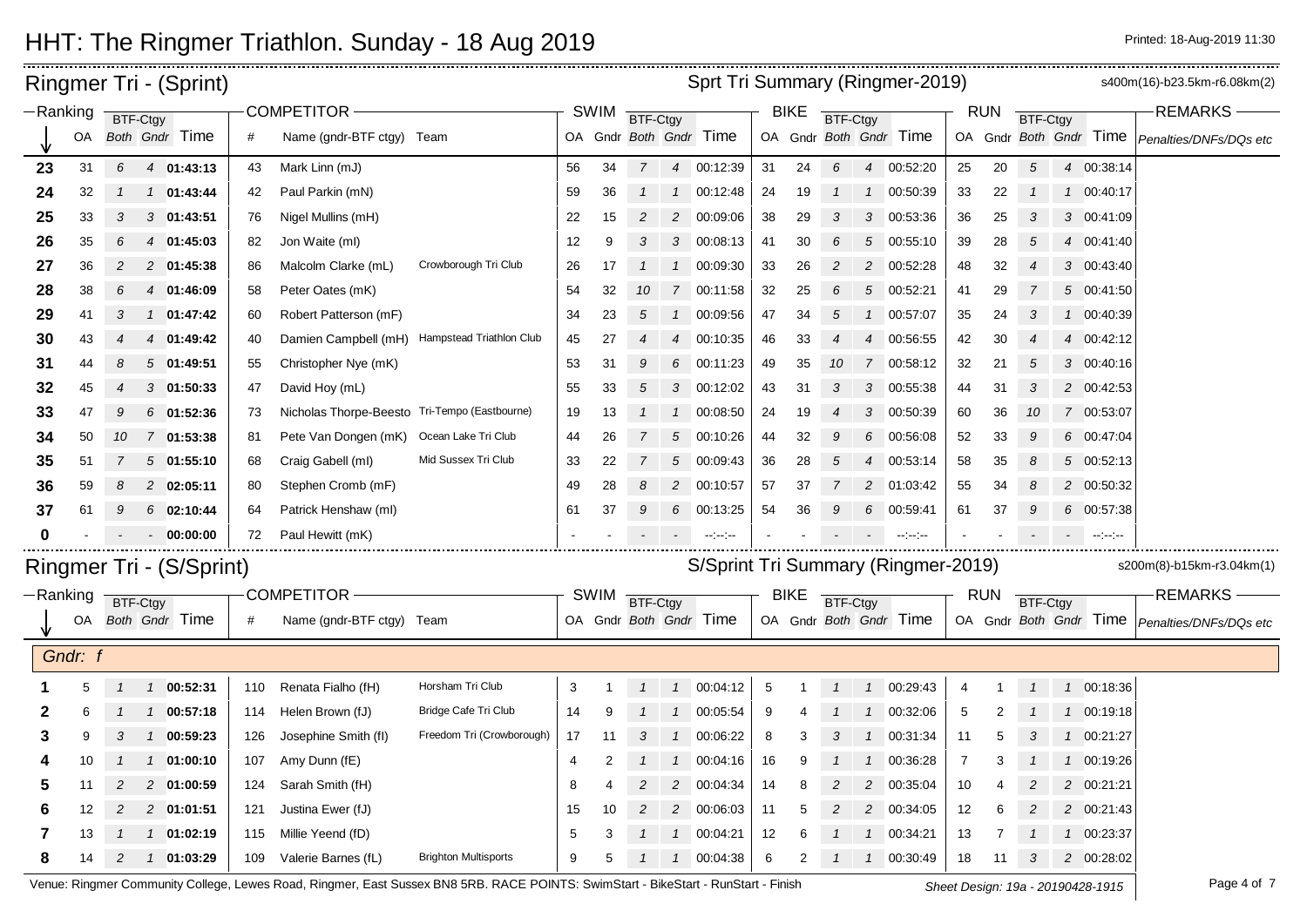# HHT: The Ringmer Triathlon. Sunday - 18 Aug 2019

Printed: 18-Aug-2019 11:30

## Ringmer Tri - (Sprint)

**Sprt Tri Summary (Ringmer-2019)**

s400m(16)-b23.5km-r6.08km(2)

| Ranking | OA | BTF-Ctgy Both | BTF-Ctgy Gndr | Time | # | Name (gndr-BTF ctgy) | Team | SWIM OA | SWIM Gndr | SWIM BTF-Ctgy Both | SWIM BTF-Ctgy Gndr | SWIM Time | BIKE OA | BIKE Gndr | BIKE BTF-Ctgy Both | BIKE BTF-Ctgy Gndr | BIKE Time | RUN OA | RUN Gndr | RUN BTF-Ctgy Both | RUN BTF-Ctgy Gndr | RUN Time | REMARKS Penalties/DNFs/DQs etc |
|---|---|---|---|---|---|---|---|---|---|---|---|---|---|---|---|---|---|---|---|---|---|---|---|
| 23 | 31 | 6 | 4 | 01:43:13 | 43 | Mark Linn (mJ) | | 56 | 34 | 7 | 4 | 00:12:39 | 31 | 24 | 6 | 4 | 00:52:20 | 25 | 20 | 5 | 4 | 00:38:14 | |
| 24 | 32 | 1 | 1 | 01:43:44 | 42 | Paul Parkin (mN) | | 59 | 36 | 1 | 1 | 00:12:48 | 24 | 19 | 1 | 1 | 00:50:39 | 33 | 22 | 1 | 1 | 00:40:17 | |
| 25 | 33 | 3 | 3 | 01:43:51 | 76 | Nigel Mullins (mH) | | 22 | 15 | 2 | 2 | 00:09:06 | 38 | 29 | 3 | 3 | 00:53:36 | 36 | 25 | 3 | 3 | 00:41:09 | |
| 26 | 35 | 6 | 4 | 01:45:03 | 82 | Jon Waite (mI) | | 12 | 9 | 3 | 3 | 00:08:13 | 41 | 30 | 6 | 5 | 00:55:10 | 39 | 28 | 5 | 4 | 00:41:40 | |
| 27 | 36 | 2 | 2 | 01:45:38 | 86 | Malcolm Clarke (mL) | Crowborough Tri Club | 26 | 17 | 1 | 1 | 00:09:30 | 33 | 26 | 2 | 2 | 00:52:28 | 48 | 32 | 4 | 3 | 00:43:40 | |
| 28 | 38 | 6 | 4 | 01:46:09 | 58 | Peter Oates (mK) | | 54 | 32 | 10 | 7 | 00:11:58 | 32 | 25 | 6 | 5 | 00:52:21 | 41 | 29 | 7 | 5 | 00:41:50 | |
| 29 | 41 | 3 | 1 | 01:47:42 | 60 | Robert Patterson (mF) | | 34 | 23 | 5 | 1 | 00:09:56 | 47 | 34 | 5 | 1 | 00:57:07 | 35 | 24 | 3 | 1 | 00:40:39 | |
| 30 | 43 | 4 | 4 | 01:49:42 | 40 | Damien Campbell (mH) | Hampstead Triathlon Club | 45 | 27 | 4 | 4 | 00:10:35 | 46 | 33 | 4 | 4 | 00:56:55 | 42 | 30 | 4 | 4 | 00:42:12 | |
| 31 | 44 | 8 | 5 | 01:49:51 | 55 | Christopher Nye (mK) | | 53 | 31 | 9 | 6 | 00:11:23 | 49 | 35 | 10 | 7 | 00:58:12 | 32 | 21 | 5 | 3 | 00:40:16 | |
| 32 | 45 | 4 | 3 | 01:50:33 | 47 | David Hoy (mL) | | 55 | 33 | 5 | 3 | 00:12:02 | 43 | 31 | 3 | 3 | 00:55:38 | 44 | 31 | 3 | 2 | 00:42:53 | |
| 33 | 47 | 9 | 6 | 01:52:36 | 73 | Nicholas Thorpe-Beesto | Tri-Tempo (Eastbourne) | 19 | 13 | 1 | 1 | 00:08:50 | 24 | 19 | 4 | 3 | 00:50:39 | 60 | 36 | 10 | 7 | 00:53:07 | |
| 34 | 50 | 10 | 7 | 01:53:38 | 81 | Pete Van Dongen (mK) | Ocean Lake Tri Club | 44 | 26 | 7 | 5 | 00:10:26 | 44 | 32 | 9 | 6 | 00:56:08 | 52 | 33 | 9 | 6 | 00:47:04 | |
| 35 | 51 | 7 | 5 | 01:55:10 | 68 | Craig Gabell (mI) | Mid Sussex Tri Club | 33 | 22 | 7 | 5 | 00:09:43 | 36 | 28 | 5 | 4 | 00:53:14 | 58 | 35 | 8 | 5 | 00:52:13 | |
| 36 | 59 | 8 | 2 | 02:05:11 | 80 | Stephen Cromb (mF) | | 49 | 28 | 8 | 2 | 00:10:57 | 57 | 37 | 7 | 2 | 01:03:42 | 55 | 34 | 8 | 2 | 00:50:32 | |
| 37 | 61 | 9 | 6 | 02:10:44 | 64 | Patrick Henshaw (mI) | | 61 | 37 | 9 | 6 | 00:13:25 | 54 | 36 | 9 | 6 | 00:59:41 | 61 | 37 | 9 | 6 | 00:57:38 | |
| 0 | - | - | - | 00:00:00 | 72 | Paul Hewitt (mK) | | - | - | - | - | --:--:-- | - | - | - | - | --:--:-- | - | - | - | - | --:--:-- | |

## Ringmer Tri - (S/Sprint)

**S/Sprint Tri Summary (Ringmer-2019)**

s200m(8)-b15km-r3.04km(1)

| Ranking | OA | BTF-Ctgy Both | BTF-Ctgy Gndr | Time | # | Name (gndr-BTF ctgy) | Team | SWIM OA | SWIM Gndr | SWIM BTF-Ctgy Both | SWIM BTF-Ctgy Gndr | SWIM Time | BIKE OA | BIKE Gndr | BIKE BTF-Ctgy Both | BIKE BTF-Ctgy Gndr | BIKE Time | RUN OA | RUN Gndr | RUN BTF-Ctgy Both | RUN BTF-Ctgy Gndr | RUN Time | REMARKS Penalties/DNFs/DQs etc |
|---|---|---|---|---|---|---|---|---|---|---|---|---|---|---|---|---|---|---|---|---|---|---|---|
| *Gndr: f* | | | | | | | | | | | | | | | | | | | | | | | |
| 1 | 5 | 1 | 1 | 00:52:31 | 110 | Renata Fialho (fH) | Horsham Tri Club | 3 | 1 | 1 | 1 | 00:04:12 | 5 | 1 | 1 | 1 | 00:29:43 | 4 | 1 | 1 | 1 | 00:18:36 | |
| 2 | 6 | 1 | 1 | 00:57:18 | 114 | Helen Brown (fJ) | Bridge Cafe Tri Club | 14 | 9 | 1 | 1 | 00:05:54 | 9 | 4 | 1 | 1 | 00:32:06 | 5 | 2 | 1 | 1 | 00:19:18 | |
| 3 | 9 | 3 | 1 | 00:59:23 | 126 | Josephine Smith (fI) | Freedom Tri (Crowborough) | 17 | 11 | 3 | 1 | 00:06:22 | 8 | 3 | 3 | 1 | 00:31:34 | 11 | 5 | 3 | 1 | 00:21:27 | |
| 4 | 10 | 1 | 1 | 01:00:10 | 107 | Amy Dunn (fE) | | 4 | 2 | 1 | 1 | 00:04:16 | 16 | 9 | 1 | 1 | 00:36:28 | 7 | 3 | 1 | 1 | 00:19:26 | |
| 5 | 11 | 2 | 2 | 01:00:59 | 124 | Sarah Smith (fH) | | 8 | 4 | 2 | 2 | 00:04:34 | 14 | 8 | 2 | 2 | 00:35:04 | 10 | 4 | 2 | 2 | 00:21:21 | |
| 6 | 12 | 2 | 2 | 01:01:51 | 121 | Justina Ewer (fJ) | | 15 | 10 | 2 | 2 | 00:06:03 | 11 | 5 | 2 | 2 | 00:34:05 | 12 | 6 | 2 | 2 | 00:21:43 | |
| 7 | 13 | 1 | 1 | 01:02:19 | 115 | Millie Yeend (fD) | | 5 | 3 | 1 | 1 | 00:04:21 | 12 | 6 | 1 | 1 | 00:34:21 | 13 | 7 | 1 | 1 | 00:23:37 | |
| 8 | 14 | 2 | 1 | 01:03:29 | 109 | Valerie Barnes (fL) | Brighton Multisports | 9 | 5 | 1 | 1 | 00:04:38 | 6 | 2 | 1 | 1 | 00:30:49 | 18 | 11 | 3 | 2 | 00:28:02 | |

Venue: Ringmer Community College, Lewes Road, Ringmer, East Sussex BN8 5RB. RACE POINTS: SwimStart - BikeStart - RunStart - Finish

Sheet Design: 19a - 20190428-1915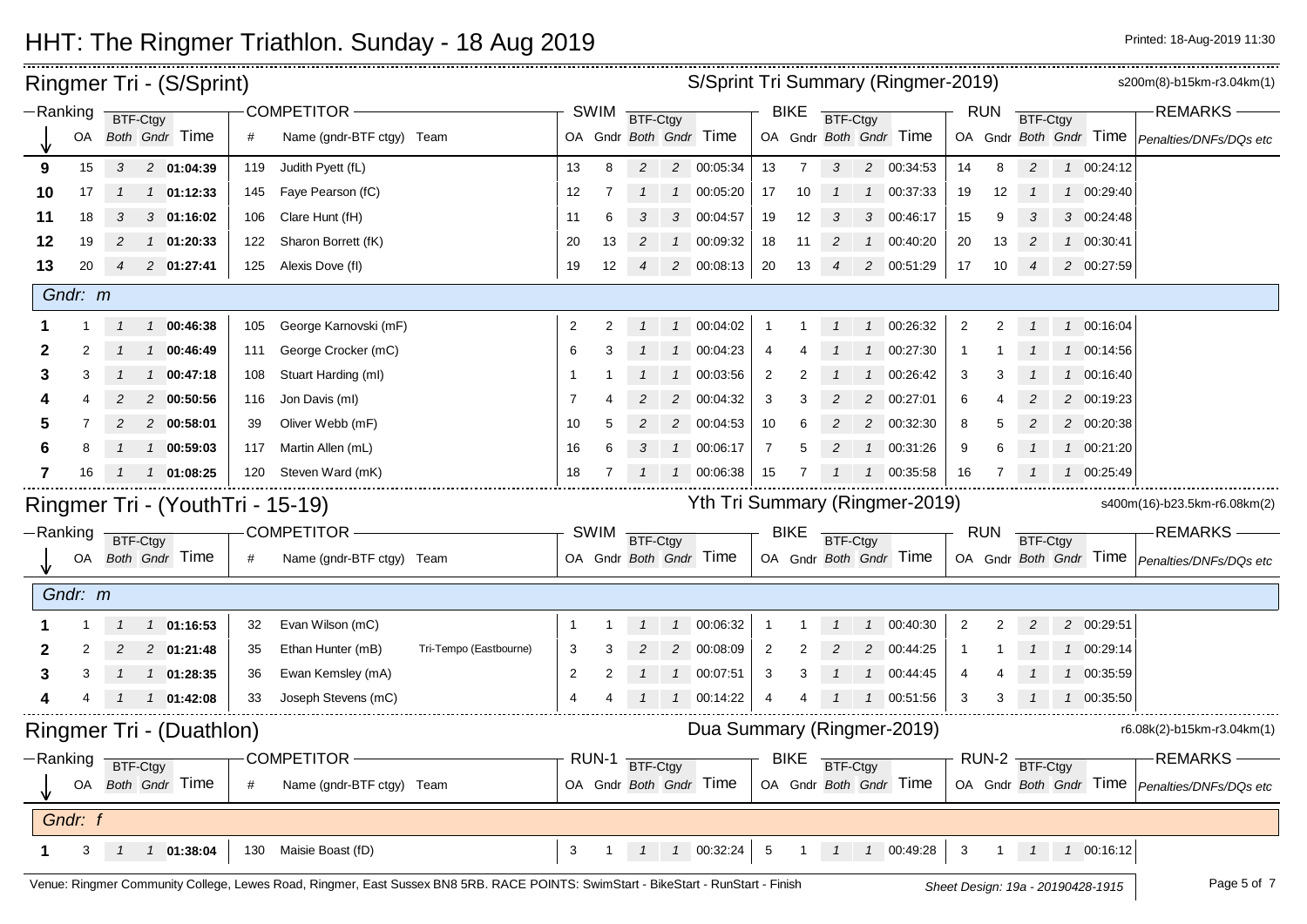# HHT: The Ringmer Triathlon. Sunday - 18 Aug 2019

Printed: 18-Aug-2019 11:30

## Ringmer Tri - (S/Sprint)

**S/Sprint Tri Summary (Ringmer-2019)** — s200m(8)-b15km-r3.04km(1)

| Ranking | OA | BTF-Ctgy Both | BTF-Ctgy Gndr | Time | # | Name (gndr-BTF ctgy) | Team | SWIM OA | SWIM Gndr | SWIM BTF-Ctgy Both | SWIM BTF-Ctgy Gndr | SWIM Time | BIKE OA | BIKE Gndr | BIKE BTF-Ctgy Both | BIKE BTF-Ctgy Gndr | BIKE Time | RUN OA | RUN Gndr | RUN BTF-Ctgy Both | RUN BTF-Ctgy Gndr | RUN Time | REMARKS Penalties/DNFs/DQs etc |
|---|---|---|---|---|---|---|---|---|---|---|---|---|---|---|---|---|---|---|---|---|---|---|---|
| **9** | 15 | 3 | 2 | **01:04:39** | 119 | Judith Pyett (fL) | | 13 | 8 | 2 | 2 | 00:05:34 | 13 | 7 | 3 | 2 | 00:34:53 | 14 | 8 | 2 | 1 | 00:24:12 | |
| **10** | 17 | 1 | 1 | **01:12:33** | 145 | Faye Pearson (fC) | | 12 | 7 | 1 | 1 | 00:05:20 | 17 | 10 | 1 | 1 | 00:37:33 | 19 | 12 | 1 | 1 | 00:29:40 | |
| **11** | 18 | 3 | 3 | **01:16:02** | 106 | Clare Hunt (fH) | | 11 | 6 | 3 | 3 | 00:04:57 | 19 | 12 | 3 | 3 | 00:46:17 | 15 | 9 | 3 | 3 | 00:24:48 | |
| **12** | 19 | 2 | 1 | **01:20:33** | 122 | Sharon Borrett (fK) | | 20 | 13 | 2 | 1 | 00:09:32 | 18 | 11 | 2 | 1 | 00:40:20 | 20 | 13 | 2 | 1 | 00:30:41 | |
| **13** | 20 | 4 | 2 | **01:27:41** | 125 | Alexis Dove (fI) | | 19 | 12 | 4 | 2 | 00:08:13 | 20 | 13 | 4 | 2 | 00:51:29 | 17 | 10 | 4 | 2 | 00:27:59 | |
| *Gndr: m* | | | | | | | | | | | | | | | | | | | | | | | |
| **1** | 1 | 1 | 1 | **00:46:38** | 105 | George Karnovski (mF) | | 2 | 2 | 1 | 1 | 00:04:02 | 1 | 1 | 1 | 1 | 00:26:32 | 2 | 2 | 1 | 1 | 00:16:04 | |
| **2** | 2 | 1 | 1 | **00:46:49** | 111 | George Crocker (mC) | | 6 | 3 | 1 | 1 | 00:04:23 | 4 | 4 | 1 | 1 | 00:27:30 | 1 | 1 | 1 | 1 | 00:14:56 | |
| **3** | 3 | 1 | 1 | **00:47:18** | 108 | Stuart Harding (mI) | | 1 | 1 | 1 | 1 | 00:03:56 | 2 | 2 | 1 | 1 | 00:26:42 | 3 | 3 | 1 | 1 | 00:16:40 | |
| **4** | 4 | 2 | 2 | **00:50:56** | 116 | Jon Davis (mI) | | 7 | 4 | 2 | 2 | 00:04:32 | 3 | 3 | 2 | 2 | 00:27:01 | 6 | 4 | 2 | 2 | 00:19:23 | |
| **5** | 7 | 2 | 2 | **00:58:01** | 39 | Oliver Webb (mF) | | 10 | 5 | 2 | 2 | 00:04:53 | 10 | 6 | 2 | 2 | 00:32:30 | 8 | 5 | 2 | 2 | 00:20:38 | |
| **6** | 8 | 1 | 1 | **00:59:03** | 117 | Martin Allen (mL) | | 16 | 6 | 3 | 1 | 00:06:17 | 7 | 5 | 2 | 1 | 00:31:26 | 9 | 6 | 1 | 1 | 00:21:20 | |
| **7** | 16 | 1 | 1 | **01:08:25** | 120 | Steven Ward (mK) | | 18 | 7 | 1 | 1 | 00:06:38 | 15 | 7 | 1 | 1 | 00:35:58 | 16 | 7 | 1 | 1 | 00:25:49 | |

## Ringmer Tri - (YouthTri - 15-19)

**Yth Tri Summary (Ringmer-2019)** — s400m(16)-b23.5km-r6.08km(2)

| Ranking | OA | BTF-Ctgy Both | BTF-Ctgy Gndr | Time | # | Name (gndr-BTF ctgy) | Team | SWIM OA | SWIM Gndr | SWIM BTF-Ctgy Both | SWIM BTF-Ctgy Gndr | SWIM Time | BIKE OA | BIKE Gndr | BIKE BTF-Ctgy Both | BIKE BTF-Ctgy Gndr | BIKE Time | RUN OA | RUN Gndr | RUN BTF-Ctgy Both | RUN BTF-Ctgy Gndr | RUN Time | REMARKS Penalties/DNFs/DQs etc |
|---|---|---|---|---|---|---|---|---|---|---|---|---|---|---|---|---|---|---|---|---|---|---|---|
| *Gndr: m* | | | | | | | | | | | | | | | | | | | | | | | |
| **1** | 1 | 1 | 1 | **01:16:53** | 32 | Evan Wilson (mC) | | 1 | 1 | 1 | 1 | 00:06:32 | 1 | 1 | 1 | 1 | 00:40:30 | 2 | 2 | 2 | 2 | 00:29:51 | |
| **2** | 2 | 2 | 2 | **01:21:48** | 35 | Ethan Hunter (mB) | Tri-Tempo (Eastbourne) | 3 | 3 | 2 | 2 | 00:08:09 | 2 | 2 | 2 | 2 | 00:44:25 | 1 | 1 | 1 | 1 | 00:29:14 | |
| **3** | 3 | 1 | 1 | **01:28:35** | 36 | Ewan Kemsley (mA) | | 2 | 2 | 1 | 1 | 00:07:51 | 3 | 3 | 1 | 1 | 00:44:45 | 4 | 4 | 1 | 1 | 00:35:59 | |
| **4** | 4 | 1 | 1 | **01:42:08** | 33 | Joseph Stevens (mC) | | 4 | 4 | 1 | 1 | 00:14:22 | 4 | 4 | 1 | 1 | 00:51:56 | 3 | 3 | 1 | 1 | 00:35:50 | |

## Ringmer Tri - (Duathlon)

**Dua Summary (Ringmer-2019)** — r6.08k(2)-b15km-r3.04km(1)

| Ranking | OA | BTF-Ctgy Both | BTF-Ctgy Gndr | Time | # | Name (gndr-BTF ctgy) | Team | RUN-1 OA | RUN-1 Gndr | RUN-1 BTF-Ctgy Both | RUN-1 BTF-Ctgy Gndr | RUN-1 Time | BIKE OA | BIKE Gndr | BIKE BTF-Ctgy Both | BIKE BTF-Ctgy Gndr | BIKE Time | RUN-2 OA | RUN-2 Gndr | RUN-2 BTF-Ctgy Both | RUN-2 BTF-Ctgy Gndr | RUN-2 Time | REMARKS Penalties/DNFs/DQs etc |
|---|---|---|---|---|---|---|---|---|---|---|---|---|---|---|---|---|---|---|---|---|---|---|---|
| *Gndr: f* | | | | | | | | | | | | | | | | | | | | | | | |
| **1** | 3 | 1 | 1 | **01:38:04** | 130 | Maisie Boast (fD) | | 3 | 1 | 1 | 1 | 00:32:24 | 5 | 1 | 1 | 1 | 00:49:28 | 3 | 1 | 1 | 1 | 00:16:12 | |

Venue: Ringmer Community College, Lewes Road, Ringmer, East Sussex BN8 5RB. RACE POINTS: SwimStart - BikeStart - RunStart - Finish

Sheet Design: 19a - 20190428-1915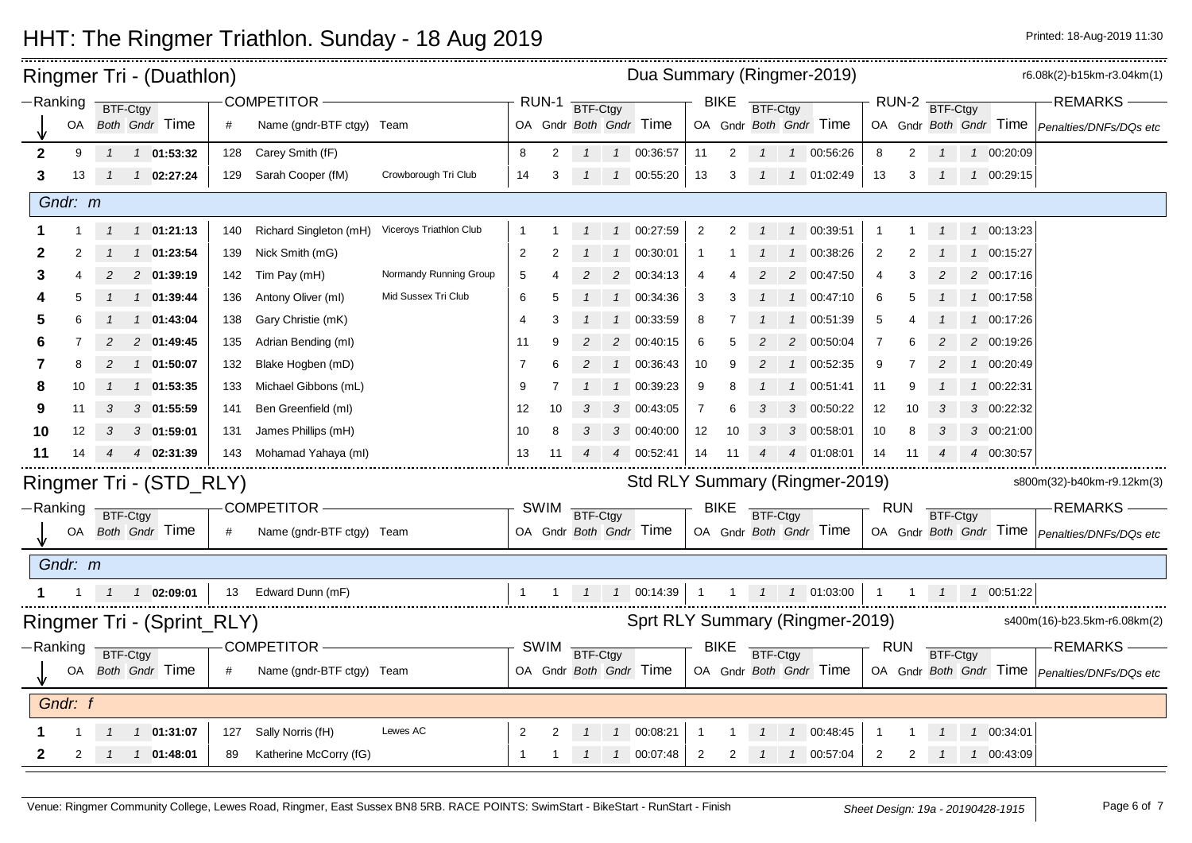# HHT: The Ringmer Triathlon. Sunday - 18 Aug 2019

Printed: 18-Aug-2019 11:30

## Ringmer Tri - (Duathlon)

Dua Summary (Ringmer-2019) — r6.08k(2)-b15km-r3.04km(1)

| Ranking | OA | BTF-Ctgy Both | BTF-Ctgy Gndr | Time | # | Name (gndr-BTF ctgy) | Team | RUN-1 OA | RUN-1 Gndr | BTF-Ctgy Both | BTF-Ctgy Gndr | Time | BIKE OA | BIKE Gndr | BTF-Ctgy Both | BTF-Ctgy Gndr | Time | RUN-2 OA | RUN-2 Gndr | BTF-Ctgy Both | BTF-Ctgy Gndr | Time | REMARKS Penalties/DNFs/DQs etc |
|---|---|---|---|---|---|---|---|---|---|---|---|---|---|---|---|---|---|---|---|---|---|---|---|
| 2 | 9 | 1 | 1 | 01:53:32 | 128 | Carey Smith (fF) | | 8 | 2 | 1 | 1 | 00:36:57 | 11 | 2 | 1 | 1 | 00:56:26 | 8 | 2 | 1 | 1 | 00:20:09 | |
| 3 | 13 | 1 | 1 | 02:27:24 | 129 | Sarah Cooper (fM) | Crowborough Tri Club | 14 | 3 | 1 | 1 | 00:55:20 | 13 | 3 | 1 | 1 | 01:02:49 | 13 | 3 | 1 | 1 | 00:29:15 | |
| **Gndr: m** | | | | | | | | | | | | | | | | | | | | | | | |
| 1 | 1 | 1 | 1 | 01:21:13 | 140 | Richard Singleton (mH) | Viceroys Triathlon Club | 1 | 1 | 1 | 1 | 00:27:59 | 2 | 2 | 1 | 1 | 00:39:51 | 1 | 1 | 1 | 1 | 00:13:23 | |
| 2 | 2 | 1 | 1 | 01:23:54 | 139 | Nick Smith (mG) | | 2 | 2 | 1 | 1 | 00:30:01 | 1 | 1 | 1 | 1 | 00:38:26 | 2 | 2 | 1 | 1 | 00:15:27 | |
| 3 | 4 | 2 | 2 | 01:39:19 | 142 | Tim Pay (mH) | Normandy Running Group | 5 | 4 | 2 | 2 | 00:34:13 | 4 | 4 | 2 | 2 | 00:47:50 | 4 | 3 | 2 | 2 | 00:17:16 | |
| 4 | 5 | 1 | 1 | 01:39:44 | 136 | Antony Oliver (mI) | Mid Sussex Tri Club | 6 | 5 | 1 | 1 | 00:34:36 | 3 | 3 | 1 | 1 | 00:47:10 | 6 | 5 | 1 | 1 | 00:17:58 | |
| 5 | 6 | 1 | 1 | 01:43:04 | 138 | Gary Christie (mK) | | 4 | 3 | 1 | 1 | 00:33:59 | 8 | 7 | 1 | 1 | 00:51:39 | 5 | 4 | 1 | 1 | 00:17:26 | |
| 6 | 7 | 2 | 2 | 01:49:45 | 135 | Adrian Bending (mI) | | 11 | 9 | 2 | 2 | 00:40:15 | 6 | 5 | 2 | 2 | 00:50:04 | 7 | 6 | 2 | 2 | 00:19:26 | |
| 7 | 8 | 2 | 1 | 01:50:07 | 132 | Blake Hogben (mD) | | 7 | 6 | 2 | 1 | 00:36:43 | 10 | 9 | 2 | 1 | 00:52:35 | 9 | 7 | 2 | 1 | 00:20:49 | |
| 8 | 10 | 1 | 1 | 01:53:35 | 133 | Michael Gibbons (mL) | | 9 | 7 | 1 | 1 | 00:39:23 | 9 | 8 | 1 | 1 | 00:51:41 | 11 | 9 | 1 | 1 | 00:22:31 | |
| 9 | 11 | 3 | 3 | 01:55:59 | 141 | Ben Greenfield (mI) | | 12 | 10 | 3 | 3 | 00:43:05 | 7 | 6 | 3 | 3 | 00:50:22 | 12 | 10 | 3 | 3 | 00:22:32 | |
| 10 | 12 | 3 | 3 | 01:59:01 | 131 | James Phillips (mH) | | 10 | 8 | 3 | 3 | 00:40:00 | 12 | 10 | 3 | 3 | 00:58:01 | 10 | 8 | 3 | 3 | 00:21:00 | |
| 11 | 14 | 4 | 4 | 02:31:39 | 143 | Mohamad Yahaya (mI) | | 13 | 11 | 4 | 4 | 00:52:41 | 14 | 11 | 4 | 4 | 01:08:01 | 14 | 11 | 4 | 4 | 00:30:57 | |

## Ringmer Tri - (STD_RLY)

Std RLY Summary (Ringmer-2019) — s800m(32)-b40km-r9.12km(3)

| Ranking | OA | BTF-Ctgy Both | BTF-Ctgy Gndr | Time | # | Name (gndr-BTF ctgy) | Team | SWIM OA | SWIM Gndr | BTF-Ctgy Both | BTF-Ctgy Gndr | Time | BIKE OA | BIKE Gndr | BTF-Ctgy Both | BTF-Ctgy Gndr | Time | RUN OA | RUN Gndr | BTF-Ctgy Both | BTF-Ctgy Gndr | Time | REMARKS Penalties/DNFs/DQs etc |
|---|---|---|---|---|---|---|---|---|---|---|---|---|---|---|---|---|---|---|---|---|---|---|---|
| **Gndr: m** | | | | | | | | | | | | | | | | | | | | | | | |
| 1 | 1 | 1 | 1 | 02:09:01 | 13 | Edward Dunn (mF) | | 1 | 1 | 1 | 1 | 00:14:39 | 1 | 1 | 1 | 1 | 01:03:00 | 1 | 1 | 1 | 1 | 00:51:22 | |

## Ringmer Tri - (Sprint_RLY)

Sprt RLY Summary (Ringmer-2019) — s400m(16)-b23.5km-r6.08km(2)

| Ranking | OA | BTF-Ctgy Both | BTF-Ctgy Gndr | Time | # | Name (gndr-BTF ctgy) | Team | SWIM OA | SWIM Gndr | BTF-Ctgy Both | BTF-Ctgy Gndr | Time | BIKE OA | BIKE Gndr | BTF-Ctgy Both | BTF-Ctgy Gndr | Time | RUN OA | RUN Gndr | BTF-Ctgy Both | BTF-Ctgy Gndr | Time | REMARKS Penalties/DNFs/DQs etc |
|---|---|---|---|---|---|---|---|---|---|---|---|---|---|---|---|---|---|---|---|---|---|---|---|
| **Gndr: f** | | | | | | | | | | | | | | | | | | | | | | | |
| 1 | 1 | 1 | 1 | 01:31:07 | 127 | Sally Norris (fH) | Lewes AC | 2 | 2 | 1 | 1 | 00:08:21 | 1 | 1 | 1 | 1 | 00:48:45 | 1 | 1 | 1 | 1 | 00:34:01 | |
| 2 | 2 | 1 | 1 | 01:48:01 | 89 | Katherine McCorry (fG) | | 1 | 1 | 1 | 1 | 00:07:48 | 2 | 2 | 1 | 1 | 00:57:04 | 2 | 2 | 1 | 1 | 00:43:09 | |

Venue: Ringmer Community College, Lewes Road, Ringmer, East Sussex BN8 5RB. RACE POINTS: SwimStart - BikeStart - RunStart - Finish

Sheet Design: 19a - 20190428-1915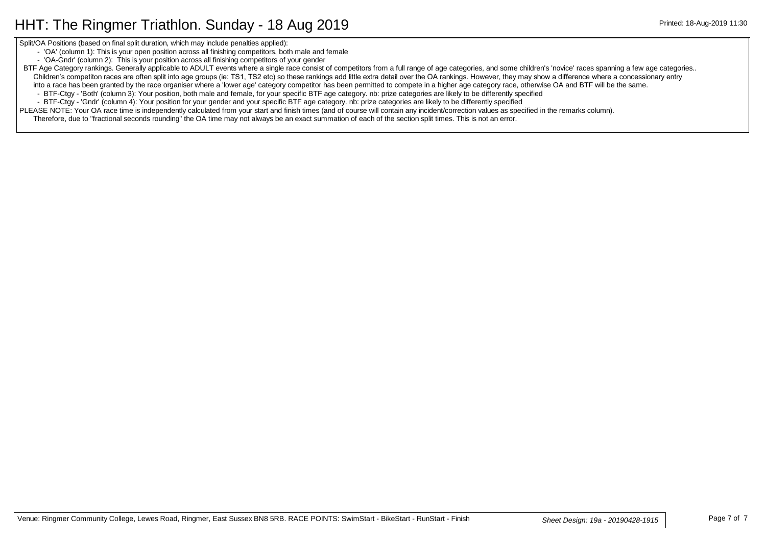Split/OA Positions (based on final split duration, which may include penalties applied):

- 'OA' (column 1): This is your open position across all finishing competitors, both male and female
- 'OA-Gndr' (column 2): This is your position across all finishing competitors of your gender

BTF Age Category rankings. Generally applicable to ADULT events where a single race consist of competitors from a full range of age categories, and some children's 'novice' races spanning a few age categories.. Children's competiton races are often split into age groups (ie: TS1, TS2 etc) so these rankings add little extra detail over the OA rankings. However, they may show a difference where a concessionary entry into a race has been granted by the race organiser where a 'lower age' category competitor has been permitted to compete in a higher age category race, otherwise OA and BTF will be the same.

- BTF-Ctgy - 'Both' (column 3): Your position, both male and female, for your specific BTF age category. nb: prize categories are likely to be differently specified
- BTF-Ctgy - 'Gndr' (column 4): Your position for your gender and your specific BTF age category. nb: prize categories are likely to be differently specified

PLEASE NOTE: Your OA race time is independently calculated from your start and finish times (and of course will contain any incident/correction values as specified in the remarks column). Therefore, due to "fractional seconds rounding" the OA time may not always be an exact summation of each of the section split times. This is not an error.